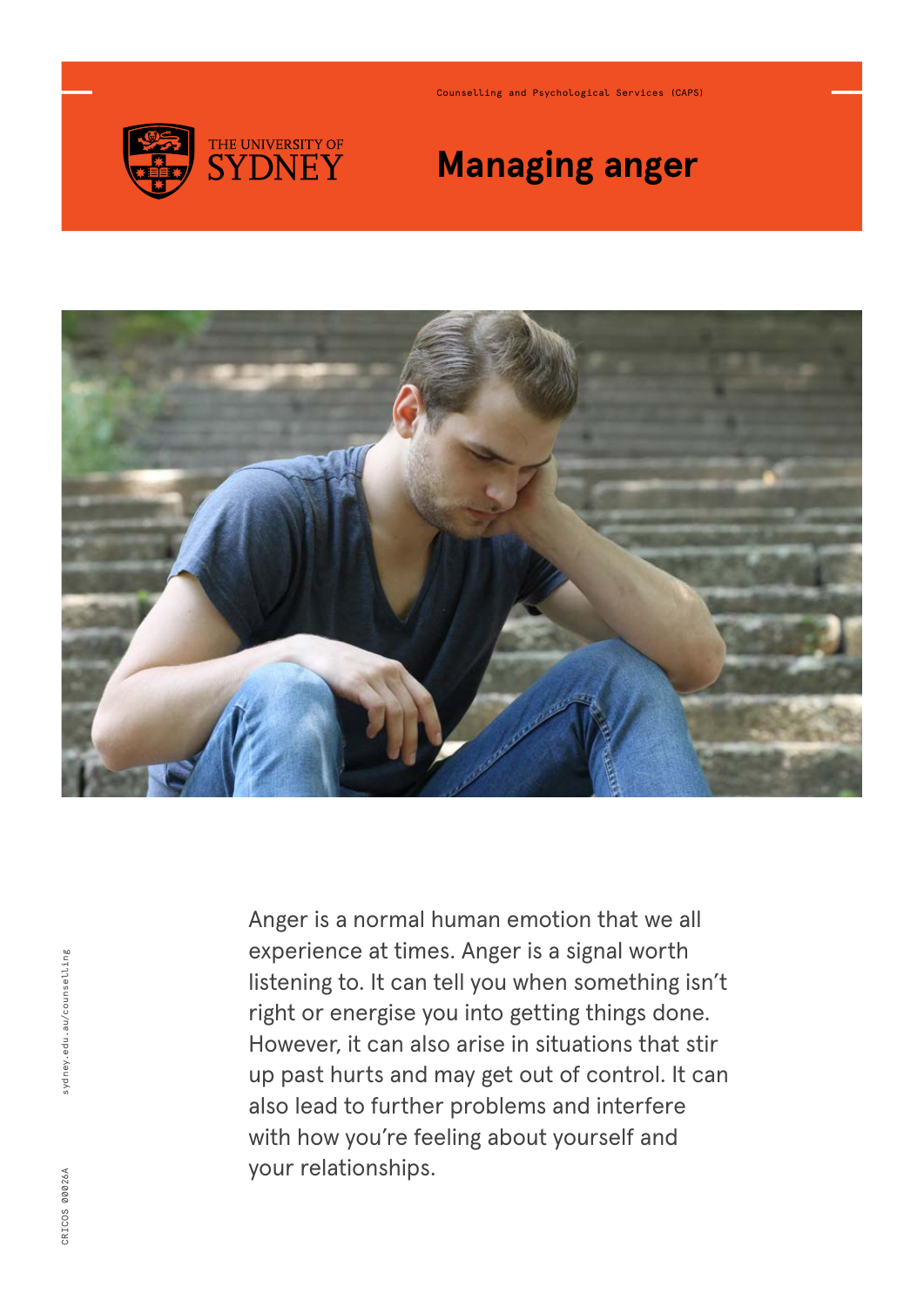Counselling and Psychological Services (CAPS)

THE UNIVERSITY OF SYDNEY

# Managing anger

Anger is a normal human emotion that we all experience at times. Anger is a signal worth listening to. It can tell you when something isn't right or energise you into getting things done. However, it can also arise in situations that stir up past hurts and may get out of control. It can also lead to further problems and interfere with how you're feeling about yourself and your relationships.

sydney.edu.au/counselling

CRICOS 00026A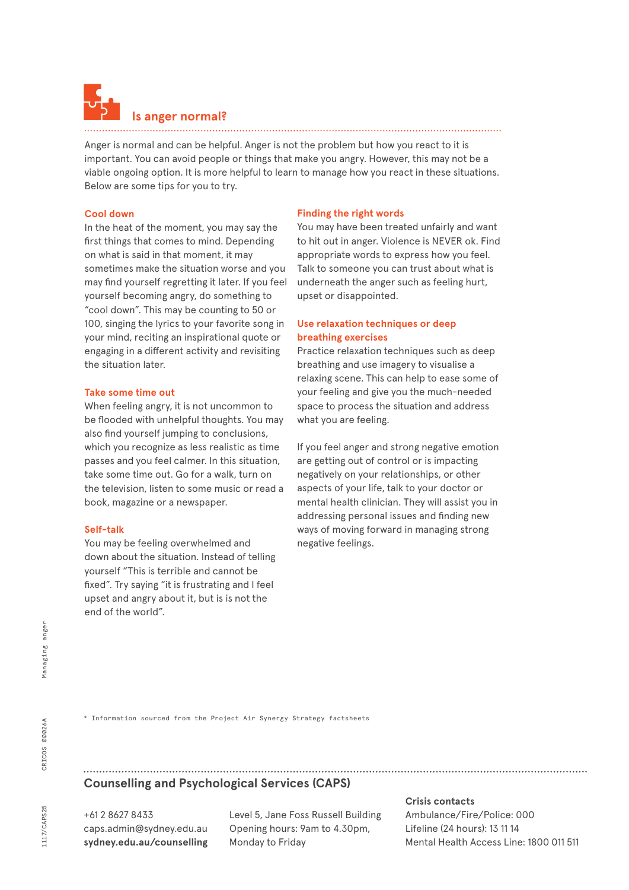## Is anger normal?

Anger is normal and can be helpful. Anger is not the problem but how you react to it is important. You can avoid people or things that make you angry. However, this may not be a viable ongoing option. It is more helpful to learn to manage how you react in these situations. Below are some tips for you to try.

### Cool down

In the heat of the moment, you may say the first things that comes to mind. Depending on what is said in that moment, it may sometimes make the situation worse and you may find yourself regretting it later. If you feel yourself becoming angry, do something to "cool down". This may be counting to 50 or 100, singing the lyrics to your favorite song in your mind, reciting an inspirational quote or engaging in a different activity and revisiting the situation later.

### Take some time out

When feeling angry, it is not uncommon to be flooded with unhelpful thoughts. You may also find yourself jumping to conclusions, which you recognize as less realistic as time passes and you feel calmer. In this situation, take some time out. Go for a walk, turn on the television, listen to some music or read a book, magazine or a newspaper.

### Self-talk

You may be feeling overwhelmed and down about the situation. Instead of telling yourself "This is terrible and cannot be fixed". Try saying "it is frustrating and I feel upset and angry about it, but is is not the end of the world".

### Finding the right words

You may have been treated unfairly and want to hit out in anger. Violence is NEVER ok. Find appropriate words to express how you feel. Talk to someone you can trust about what is underneath the anger such as feeling hurt, upset or disappointed.

### Use relaxation techniques or deep breathing exercises

Practice relaxation techniques such as deep breathing and use imagery to visualise a relaxing scene. This can help to ease some of your feeling and give you the much-needed space to process the situation and address what you are feeling.

If you feel anger and strong negative emotion are getting out of control or is impacting negatively on your relationships, or other aspects of your life, talk to your doctor or mental health clinician. They will assist you in addressing personal issues and finding new ways of moving forward in managing strong negative feelings.

* Information sourced from the Project Air Synergy Strategy factsheets

## Counselling and Psychological Services (CAPS)

+61 2 8627 8433
caps.admin@sydney.edu.au
**sydney.edu.au/counselling**

Level 5, Jane Foss Russell Building
Opening hours: 9am to 4.30pm, Monday to Friday

**Crisis contacts**
Ambulance/Fire/Police: 000
Lifeline (24 hours): 13 11 14
Mental Health Access Line: 1800 011 511

Managing anger

CRICOS 00026A

1117/CAPS25